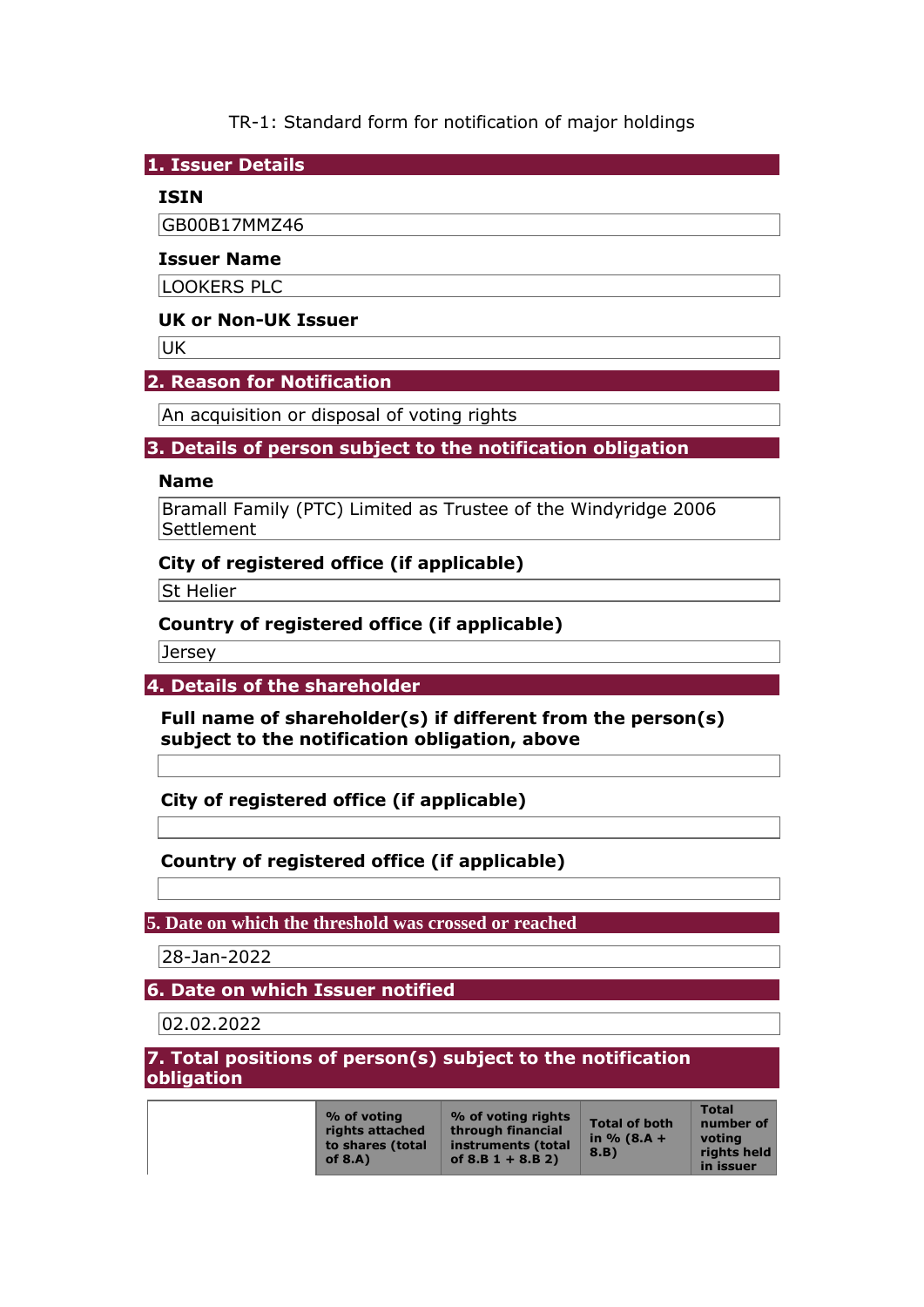TR-1: Standard form for notification of major holdings

## 1. Issuer Details

### ISIN

GB00B17MMZ46

### Issuer Name

LOOKERS PLC

### UK or Non-UK Issuer

UK

## 2. Reason for Notification

An acquisition or disposal of voting rights

## 3. Details of person subject to the notification obligation

### Name

Bramall Family (PTC) Limited as Trustee of the Windyridge 2006 Settlement

### City of registered office (if applicable)

St Helier

### Country of registered office (if applicable)

Jersey

## 4. Details of the shareholder

### Full name of shareholder(s) if different from the person(s) subject to the notification obligation, above

### City of registered office (if applicable)

### Country of registered office (if applicable)

## 5. Date on which the threshold was crossed or reached

28-Jan-2022

## 6. Date on which Issuer notified

02.02.2022

## 7. Total positions of person(s) subject to the notification obligation

| | % of voting rights attached to shares (total of 8.A) | % of voting rights through financial instruments (total of 8.B 1 + 8.B 2) | Total of both in % (8.A + 8.B) | Total number of voting rights held in issuer |
|---|---|---|---|---|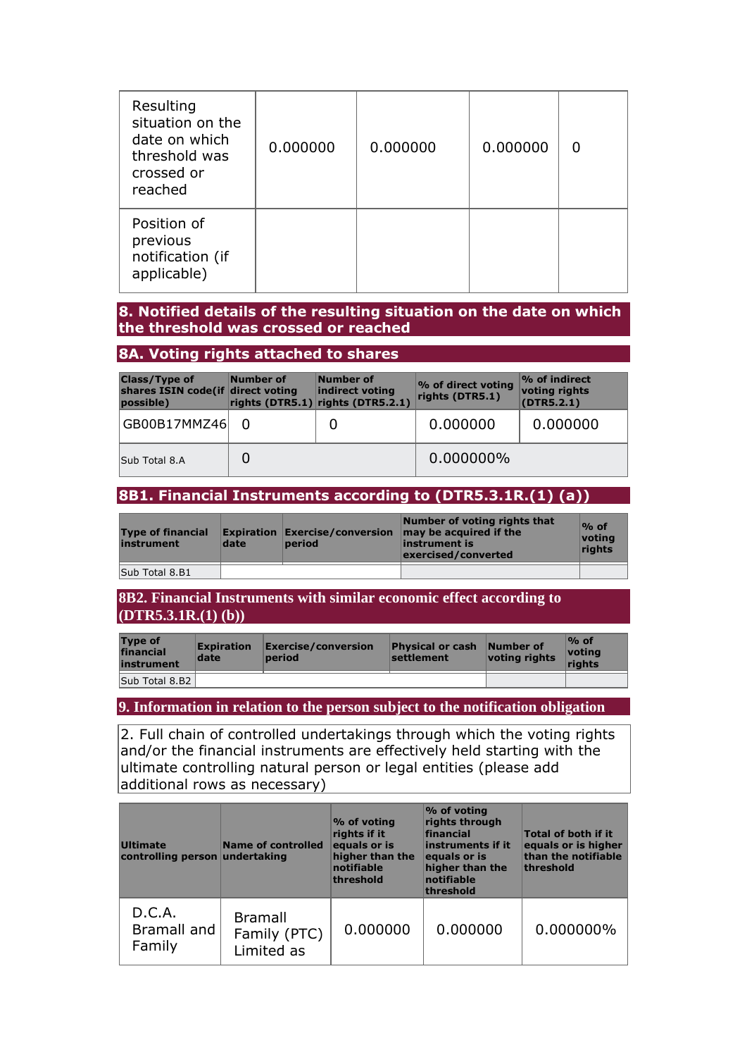| | | | | |
|---|---|---|---|---|
| Resulting situation on the date on which threshold was crossed or reached | 0.000000 | 0.000000 | 0.000000 | 0 |
| Position of previous notification (if applicable) | | | | |

## 8. Notified details of the resulting situation on the date on which the threshold was crossed or reached

## 8A. Voting rights attached to shares

| Class/Type of shares ISIN code(if possible) | Number of direct voting rights (DTR5.1) | Number of indirect voting rights (DTR5.2.1) | % of direct voting rights (DTR5.1) | % of indirect voting rights (DTR5.2.1) |
|---|---|---|---|---|
| GB00B17MMZ46 | 0 | 0 | 0.000000 | 0.000000 |
| Sub Total 8.A | 0 | | 0.000000% | |

## 8B1. Financial Instruments according to (DTR5.3.1R.(1) (a))

| Type of financial instrument | Expiration date | Exercise/conversion period | Number of voting rights that may be acquired if the instrument is exercised/converted | % of voting rights |
|---|---|---|---|---|
| Sub Total 8.B1 | | | | |

## 8B2. Financial Instruments with similar economic effect according to (DTR5.3.1R.(1) (b))

| Type of financial instrument | Expiration date | Exercise/conversion period | Physical or cash settlement | Number of voting rights | % of voting rights |
|---|---|---|---|---|---|
| Sub Total 8.B2 | | | | | |

## 9. Information in relation to the person subject to the notification obligation

2. Full chain of controlled undertakings through which the voting rights and/or the financial instruments are effectively held starting with the ultimate controlling natural person or legal entities (please add additional rows as necessary)

| Ultimate controlling person | Name of controlled undertaking | % of voting rights if it equals or is higher than the notifiable threshold | % of voting rights through financial instruments if it equals or is higher than the notifiable threshold | Total of both if it equals or is higher than the notifiable threshold |
|---|---|---|---|---|
| D.C.A. Bramall and Family | Bramall Family (PTC) Limited as | 0.000000 | 0.000000 | 0.000000% |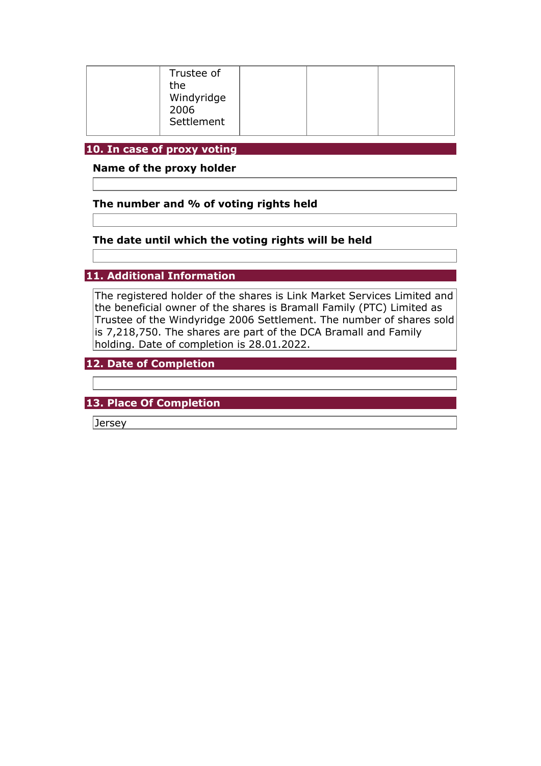| | | | | |
|---|---|---|---|---|
| | Trustee of the Windyridge 2006 Settlement | | | |

## 10. In case of proxy voting

**Name of the proxy holder**

**The number and % of voting rights held**

**The date until which the voting rights will be held**

## 11. Additional Information

The registered holder of the shares is Link Market Services Limited and the beneficial owner of the shares is Bramall Family (PTC) Limited as Trustee of the Windyridge 2006 Settlement. The number of shares sold is 7,218,750. The shares are part of the DCA Bramall and Family holding. Date of completion is 28.01.2022.

## 12. Date of Completion

## 13. Place Of Completion

Jersey